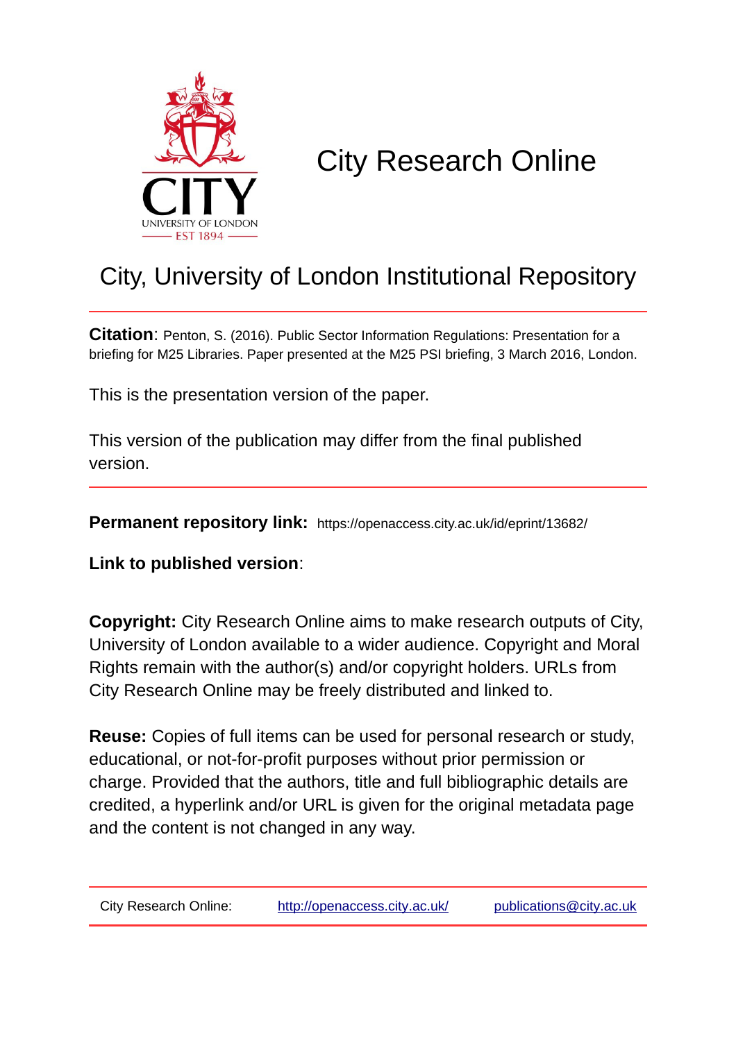# City Research Online

## City, University of London Institutional Repository

**Citation**: Penton, S. (2016). Public Sector Information Regulations: Presentation for a briefing for M25 Libraries. Paper presented at the M25 PSI briefing, 3 March 2016, London.

This is the presentation version of the paper.

This version of the publication may differ from the final published version.

**Permanent repository link:** https://openaccess.city.ac.uk/id/eprint/13682/

**Link to published version**:

**Copyright:** City Research Online aims to make research outputs of City, University of London available to a wider audience. Copyright and Moral Rights remain with the author(s) and/or copyright holders. URLs from City Research Online may be freely distributed and linked to.

**Reuse:** Copies of full items can be used for personal research or study, educational, or not-for-profit purposes without prior permission or charge. Provided that the authors, title and full bibliographic details are credited, a hyperlink and/or URL is given for the original metadata page and the content is not changed in any way.

City Research Online: http://openaccess.city.ac.uk/ publications@city.ac.uk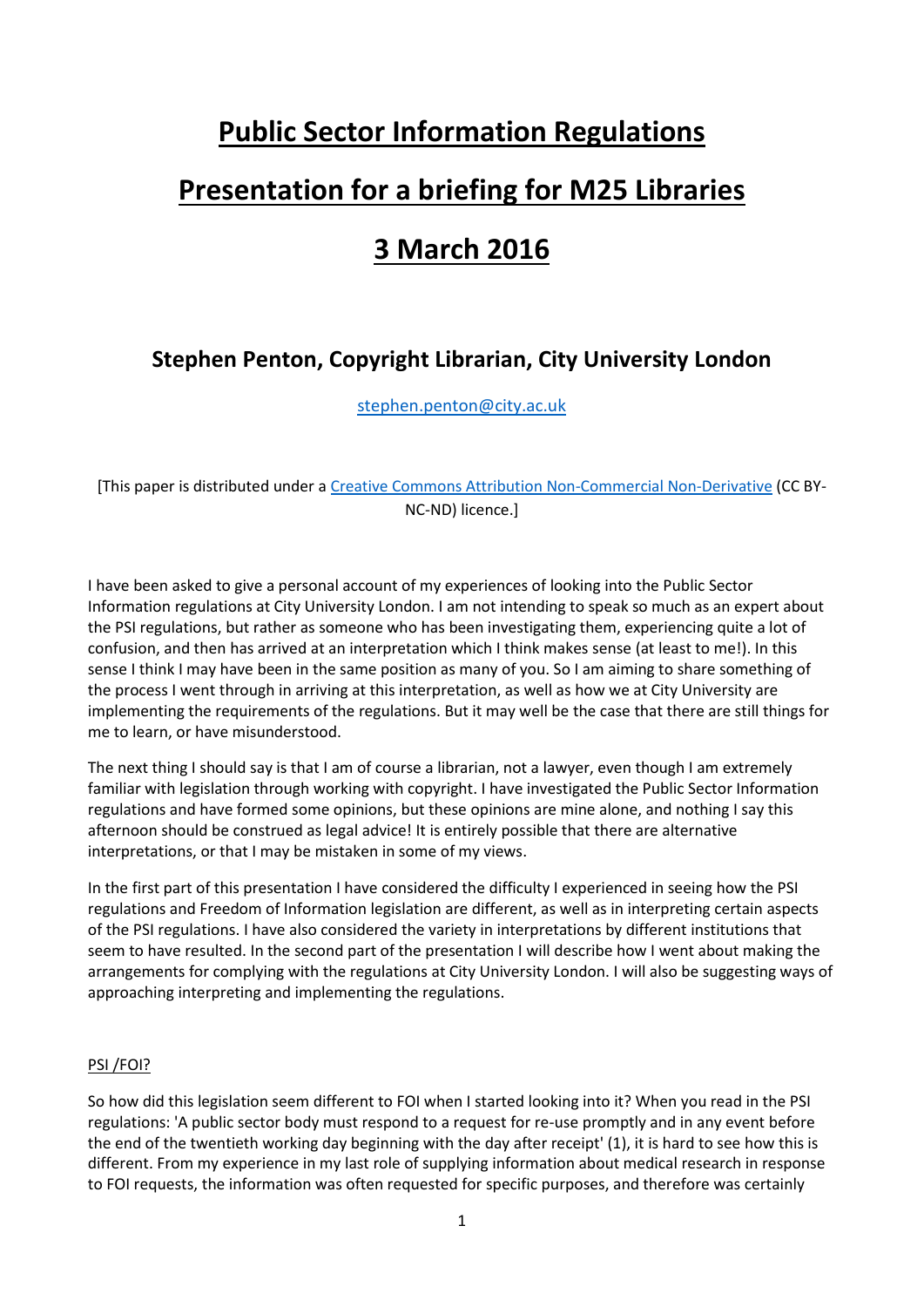# Public Sector Information Regulations

# Presentation for a briefing for M25 Libraries

# 3 March 2016

## Stephen Penton, Copyright Librarian, City University London

[stephen.penton@city.ac.uk](mailto:stephen.penton@city.ac.uk)

[This paper is distributed under a [Creative Commons Attribution Non-Commercial Non-Derivative](https://creativecommons.org/licenses/by-nc-nd/4.0/) (CC BY-NC-ND) licence.]

I have been asked to give a personal account of my experiences of looking into the Public Sector Information regulations at City University London. I am not intending to speak so much as an expert about the PSI regulations, but rather as someone who has been investigating them, experiencing quite a lot of confusion, and then has arrived at an interpretation which I think makes sense (at least to me!). In this sense I think I may have been in the same position as many of you. So I am aiming to share something of the process I went through in arriving at this interpretation, as well as how we at City University are implementing the requirements of the regulations. But it may well be the case that there are still things for me to learn, or have misunderstood.

The next thing I should say is that I am of course a librarian, not a lawyer, even though I am extremely familiar with legislation through working with copyright. I have investigated the Public Sector Information regulations and have formed some opinions, but these opinions are mine alone, and nothing I say this afternoon should be construed as legal advice! It is entirely possible that there are alternative interpretations, or that I may be mistaken in some of my views.

In the first part of this presentation I have considered the difficulty I experienced in seeing how the PSI regulations and Freedom of Information legislation are different, as well as in interpreting certain aspects of the PSI regulations. I have also considered the variety in interpretations by different institutions that seem to have resulted. In the second part of the presentation I will describe how I went about making the arrangements for complying with the regulations at City University London. I will also be suggesting ways of approaching interpreting and implementing the regulations.

<u>PSI /FOI?</u>

So how did this legislation seem different to FOI when I started looking into it? When you read in the PSI regulations: 'A public sector body must respond to a request for re-use promptly and in any event before the end of the twentieth working day beginning with the day after receipt' (1), it is hard to see how this is different. From my experience in my last role of supplying information about medical research in response to FOI requests, the information was often requested for specific purposes, and therefore was certainly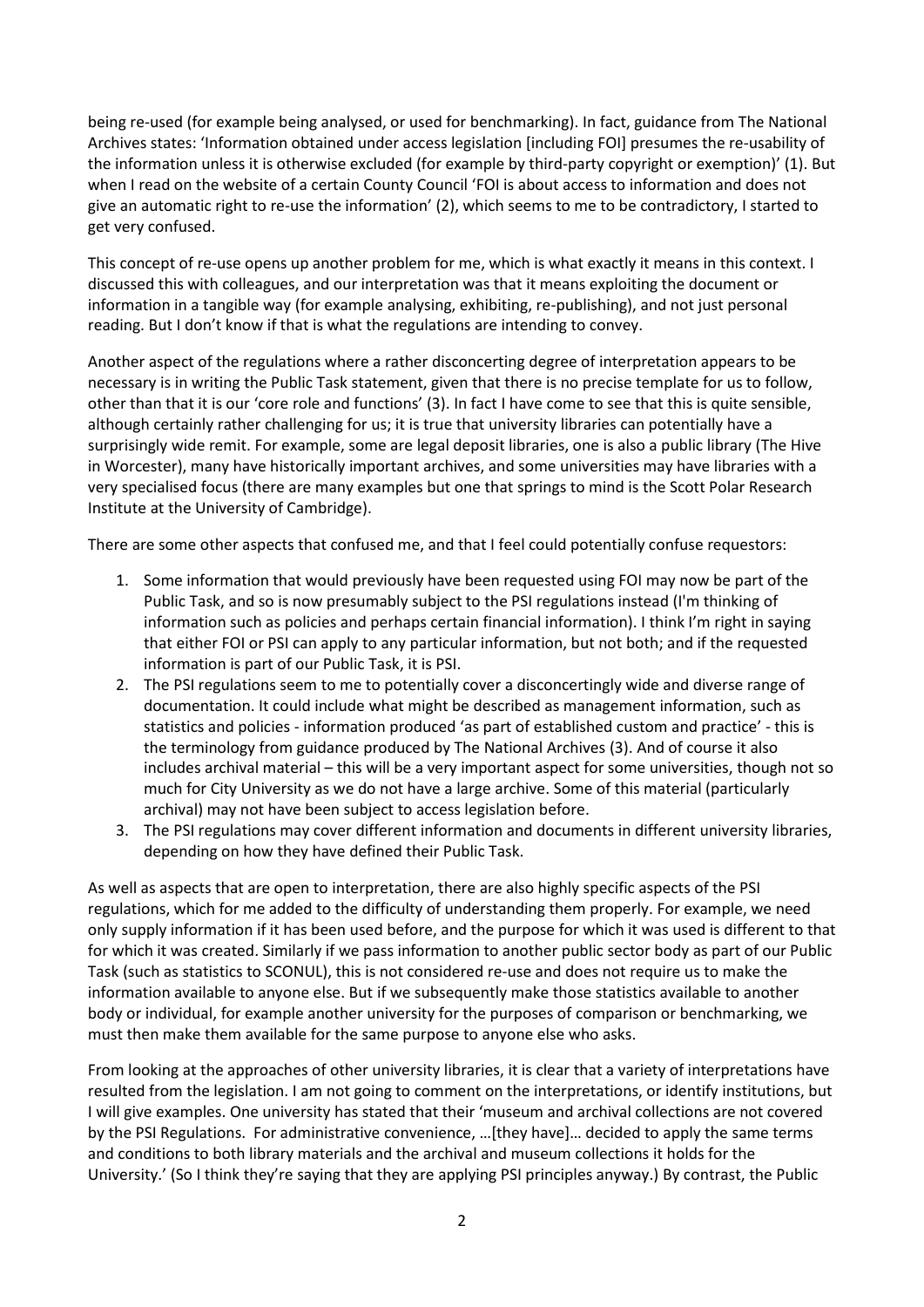being re-used (for example being analysed, or used for benchmarking). In fact, guidance from The National Archives states: 'Information obtained under access legislation [including FOI] presumes the re-usability of the information unless it is otherwise excluded (for example by third-party copyright or exemption)' (1). But when I read on the website of a certain County Council 'FOI is about access to information and does not give an automatic right to re-use the information' (2), which seems to me to be contradictory, I started to get very confused.

This concept of re-use opens up another problem for me, which is what exactly it means in this context. I discussed this with colleagues, and our interpretation was that it means exploiting the document or information in a tangible way (for example analysing, exhibiting, re-publishing), and not just personal reading. But I don't know if that is what the regulations are intending to convey.

Another aspect of the regulations where a rather disconcerting degree of interpretation appears to be necessary is in writing the Public Task statement, given that there is no precise template for us to follow, other than that it is our 'core role and functions' (3). In fact I have come to see that this is quite sensible, although certainly rather challenging for us; it is true that university libraries can potentially have a surprisingly wide remit. For example, some are legal deposit libraries, one is also a public library (The Hive in Worcester), many have historically important archives, and some universities may have libraries with a very specialised focus (there are many examples but one that springs to mind is the Scott Polar Research Institute at the University of Cambridge).

There are some other aspects that confused me, and that I feel could potentially confuse requestors:

1. Some information that would previously have been requested using FOI may now be part of the Public Task, and so is now presumably subject to the PSI regulations instead (I'm thinking of information such as policies and perhaps certain financial information). I think I'm right in saying that either FOI or PSI can apply to any particular information, but not both; and if the requested information is part of our Public Task, it is PSI.
2. The PSI regulations seem to me to potentially cover a disconcertingly wide and diverse range of documentation. It could include what might be described as management information, such as statistics and policies - information produced 'as part of established custom and practice' - this is the terminology from guidance produced by The National Archives (3). And of course it also includes archival material – this will be a very important aspect for some universities, though not so much for City University as we do not have a large archive. Some of this material (particularly archival) may not have been subject to access legislation before.
3. The PSI regulations may cover different information and documents in different university libraries, depending on how they have defined their Public Task.

As well as aspects that are open to interpretation, there are also highly specific aspects of the PSI regulations, which for me added to the difficulty of understanding them properly. For example, we need only supply information if it has been used before, and the purpose for which it was used is different to that for which it was created. Similarly if we pass information to another public sector body as part of our Public Task (such as statistics to SCONUL), this is not considered re-use and does not require us to make the information available to anyone else. But if we subsequently make those statistics available to another body or individual, for example another university for the purposes of comparison or benchmarking, we must then make them available for the same purpose to anyone else who asks.

From looking at the approaches of other university libraries, it is clear that a variety of interpretations have resulted from the legislation. I am not going to comment on the interpretations, or identify institutions, but I will give examples. One university has stated that their 'museum and archival collections are not covered by the PSI Regulations. For administrative convenience, …[they have]… decided to apply the same terms and conditions to both library materials and the archival and museum collections it holds for the University.' (So I think they're saying that they are applying PSI principles anyway.) By contrast, the Public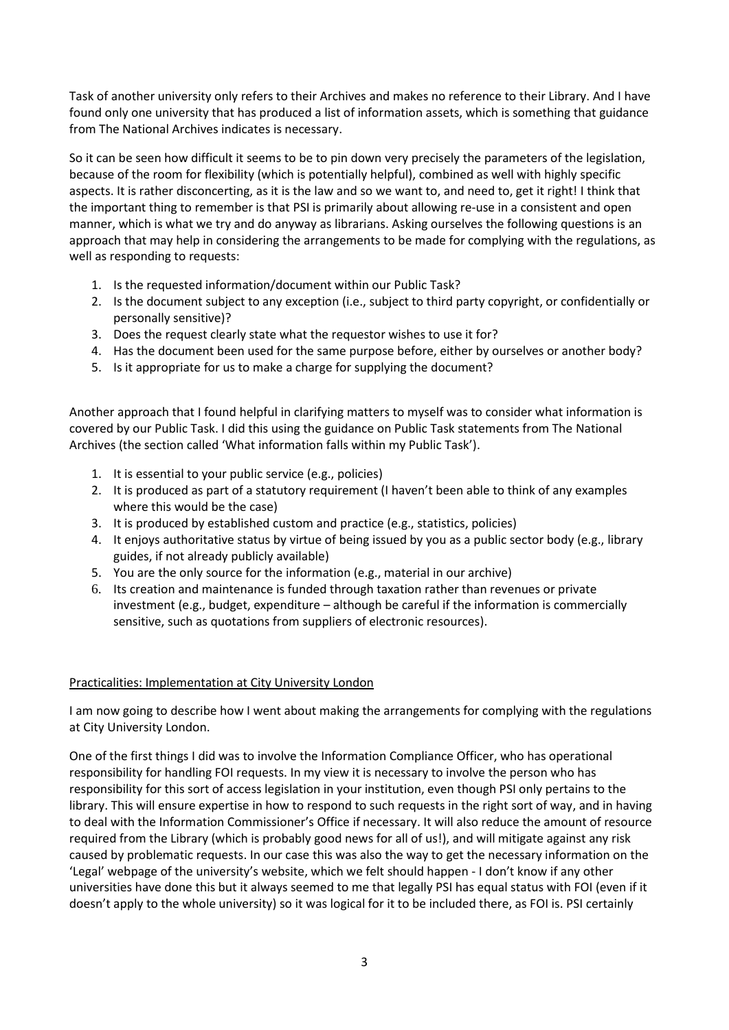Task of another university only refers to their Archives and makes no reference to their Library. And I have found only one university that has produced a list of information assets, which is something that guidance from The National Archives indicates is necessary.

So it can be seen how difficult it seems to be to pin down very precisely the parameters of the legislation, because of the room for flexibility (which is potentially helpful), combined as well with highly specific aspects. It is rather disconcerting, as it is the law and so we want to, and need to, get it right! I think that the important thing to remember is that PSI is primarily about allowing re-use in a consistent and open manner, which is what we try and do anyway as librarians. Asking ourselves the following questions is an approach that may help in considering the arrangements to be made for complying with the regulations, as well as responding to requests:

1. Is the requested information/document within our Public Task?
2. Is the document subject to any exception (i.e., subject to third party copyright, or confidentially or personally sensitive)?
3. Does the request clearly state what the requestor wishes to use it for?
4. Has the document been used for the same purpose before, either by ourselves or another body?
5. Is it appropriate for us to make a charge for supplying the document?

Another approach that I found helpful in clarifying matters to myself was to consider what information is covered by our Public Task. I did this using the guidance on Public Task statements from The National Archives (the section called 'What information falls within my Public Task').

1. It is essential to your public service (e.g., policies)
2. It is produced as part of a statutory requirement (I haven't been able to think of any examples where this would be the case)
3. It is produced by established custom and practice (e.g., statistics, policies)
4. It enjoys authoritative status by virtue of being issued by you as a public sector body (e.g., library guides, if not already publicly available)
5. You are the only source for the information (e.g., material in our archive)
6. Its creation and maintenance is funded through taxation rather than revenues or private investment (e.g., budget, expenditure – although be careful if the information is commercially sensitive, such as quotations from suppliers of electronic resources).

## Practicalities: Implementation at City University London

I am now going to describe how I went about making the arrangements for complying with the regulations at City University London.

One of the first things I did was to involve the Information Compliance Officer, who has operational responsibility for handling FOI requests. In my view it is necessary to involve the person who has responsibility for this sort of access legislation in your institution, even though PSI only pertains to the library. This will ensure expertise in how to respond to such requests in the right sort of way, and in having to deal with the Information Commissioner's Office if necessary. It will also reduce the amount of resource required from the Library (which is probably good news for all of us!), and will mitigate against any risk caused by problematic requests. In our case this was also the way to get the necessary information on the 'Legal' webpage of the university's website, which we felt should happen - I don't know if any other universities have done this but it always seemed to me that legally PSI has equal status with FOI (even if it doesn't apply to the whole university) so it was logical for it to be included there, as FOI is. PSI certainly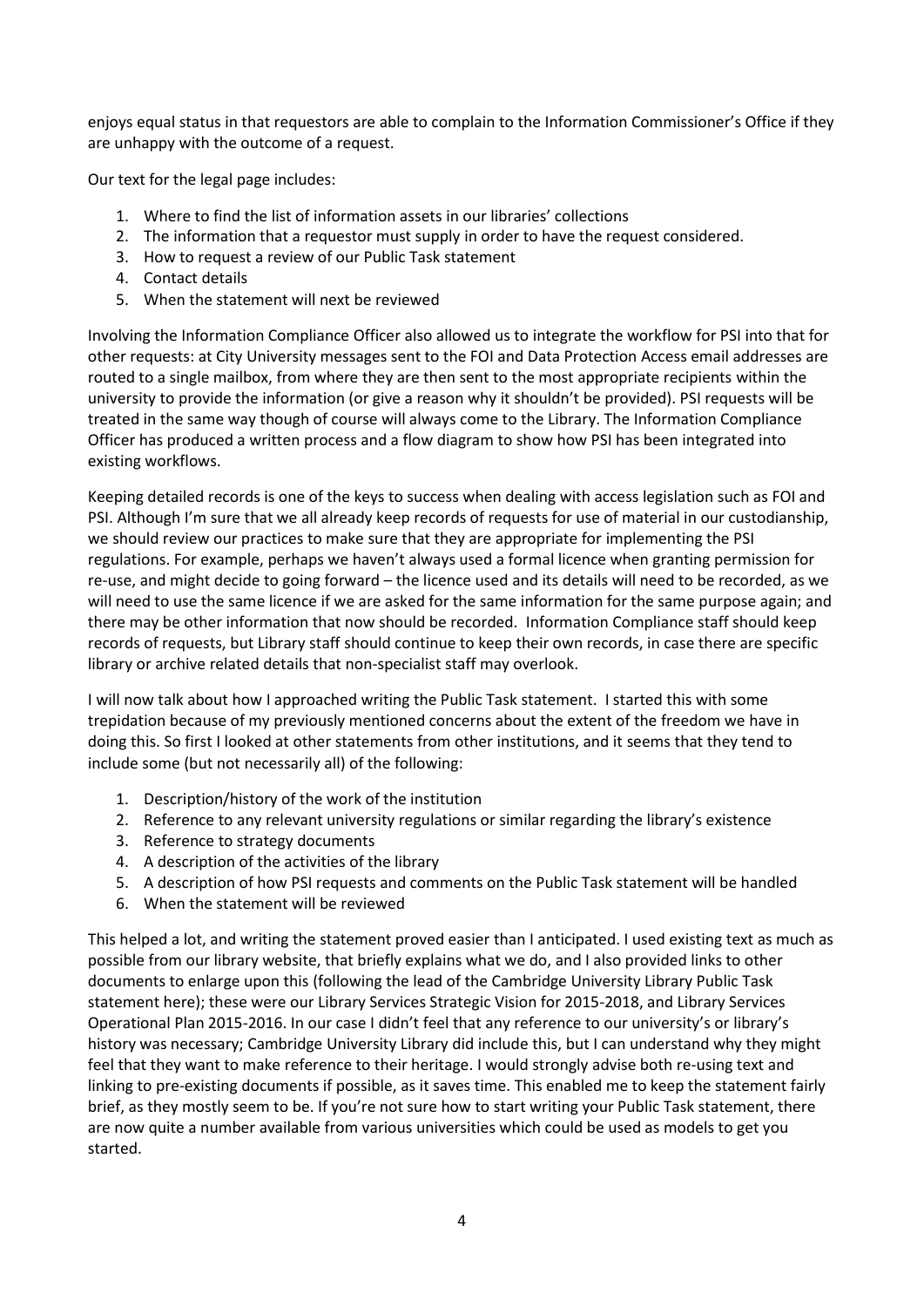enjoys equal status in that requestors are able to complain to the Information Commissioner's Office if they are unhappy with the outcome of a request.

Our text for the legal page includes:

1. Where to find the list of information assets in our libraries' collections
2. The information that a requestor must supply in order to have the request considered.
3. How to request a review of our Public Task statement
4. Contact details
5. When the statement will next be reviewed

Involving the Information Compliance Officer also allowed us to integrate the workflow for PSI into that for other requests: at City University messages sent to the FOI and Data Protection Access email addresses are routed to a single mailbox, from where they are then sent to the most appropriate recipients within the university to provide the information (or give a reason why it shouldn't be provided). PSI requests will be treated in the same way though of course will always come to the Library. The Information Compliance Officer has produced a written process and a flow diagram to show how PSI has been integrated into existing workflows.

Keeping detailed records is one of the keys to success when dealing with access legislation such as FOI and PSI. Although I'm sure that we all already keep records of requests for use of material in our custodianship, we should review our practices to make sure that they are appropriate for implementing the PSI regulations. For example, perhaps we haven't always used a formal licence when granting permission for re-use, and might decide to going forward – the licence used and its details will need to be recorded, as we will need to use the same licence if we are asked for the same information for the same purpose again; and there may be other information that now should be recorded. Information Compliance staff should keep records of requests, but Library staff should continue to keep their own records, in case there are specific library or archive related details that non-specialist staff may overlook.

I will now talk about how I approached writing the Public Task statement. I started this with some trepidation because of my previously mentioned concerns about the extent of the freedom we have in doing this. So first I looked at other statements from other institutions, and it seems that they tend to include some (but not necessarily all) of the following:

1. Description/history of the work of the institution
2. Reference to any relevant university regulations or similar regarding the library's existence
3. Reference to strategy documents
4. A description of the activities of the library
5. A description of how PSI requests and comments on the Public Task statement will be handled
6. When the statement will be reviewed

This helped a lot, and writing the statement proved easier than I anticipated. I used existing text as much as possible from our library website, that briefly explains what we do, and I also provided links to other documents to enlarge upon this (following the lead of the Cambridge University Library Public Task statement here); these were our Library Services Strategic Vision for 2015-2018, and Library Services Operational Plan 2015-2016. In our case I didn't feel that any reference to our university's or library's history was necessary; Cambridge University Library did include this, but I can understand why they might feel that they want to make reference to their heritage. I would strongly advise both re-using text and linking to pre-existing documents if possible, as it saves time. This enabled me to keep the statement fairly brief, as they mostly seem to be. If you're not sure how to start writing your Public Task statement, there are now quite a number available from various universities which could be used as models to get you started.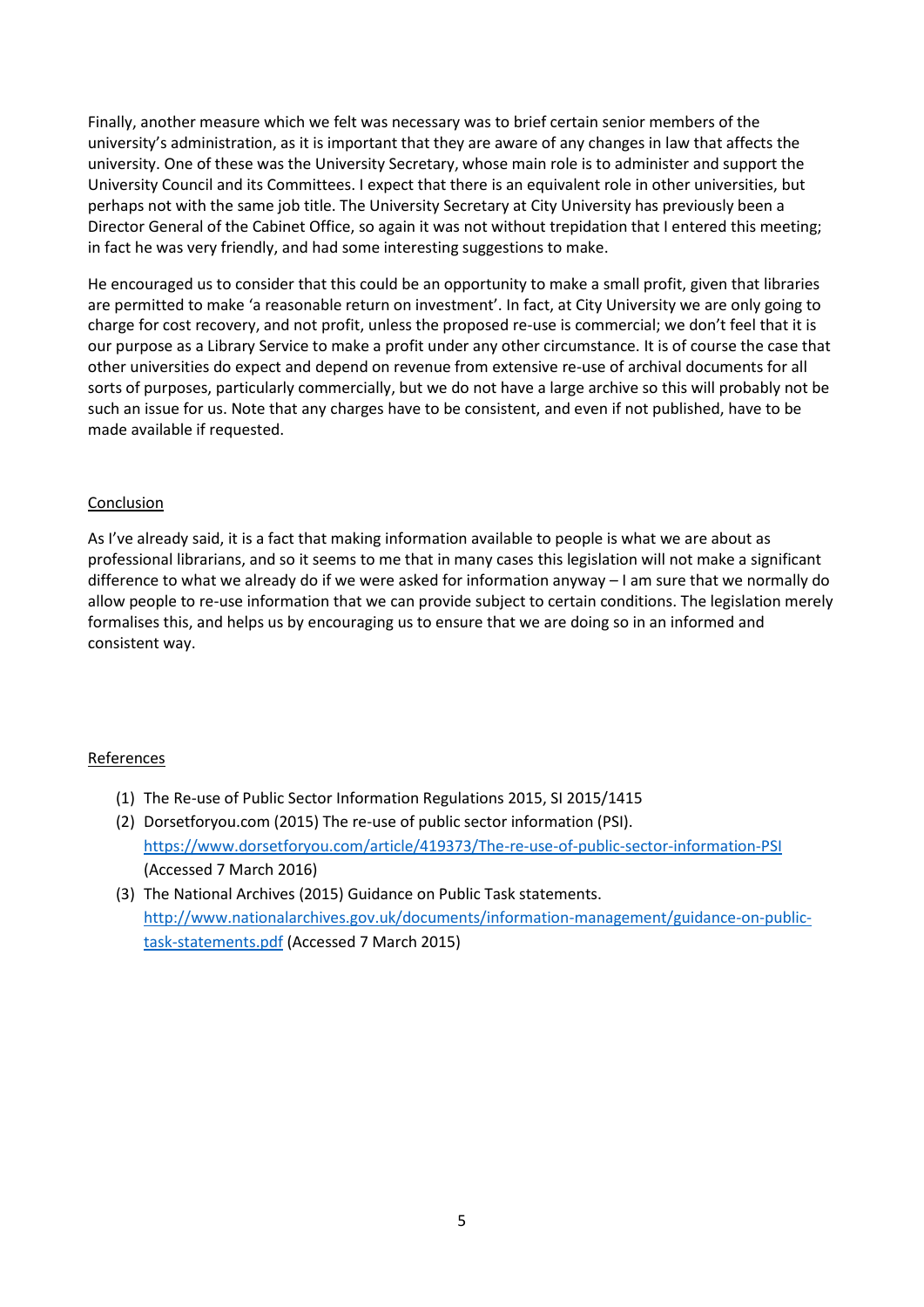Finally, another measure which we felt was necessary was to brief certain senior members of the university's administration, as it is important that they are aware of any changes in law that affects the university. One of these was the University Secretary, whose main role is to administer and support the University Council and its Committees. I expect that there is an equivalent role in other universities, but perhaps not with the same job title. The University Secretary at City University has previously been a Director General of the Cabinet Office, so again it was not without trepidation that I entered this meeting; in fact he was very friendly, and had some interesting suggestions to make.

He encouraged us to consider that this could be an opportunity to make a small profit, given that libraries are permitted to make 'a reasonable return on investment'. In fact, at City University we are only going to charge for cost recovery, and not profit, unless the proposed re-use is commercial; we don't feel that it is our purpose as a Library Service to make a profit under any other circumstance. It is of course the case that other universities do expect and depend on revenue from extensive re-use of archival documents for all sorts of purposes, particularly commercially, but we do not have a large archive so this will probably not be such an issue for us. Note that any charges have to be consistent, and even if not published, have to be made available if requested.

## Conclusion

As I've already said, it is a fact that making information available to people is what we are about as professional librarians, and so it seems to me that in many cases this legislation will not make a significant difference to what we already do if we were asked for information anyway – I am sure that we normally do allow people to re-use information that we can provide subject to certain conditions. The legislation merely formalises this, and helps us by encouraging us to ensure that we are doing so in an informed and consistent way.

## References

(1) The Re-use of Public Sector Information Regulations 2015, SI 2015/1415

(2) Dorsetforyou.com (2015) The re-use of public sector information (PSI). https://www.dorsetforyou.com/article/419373/The-re-use-of-public-sector-information-PSI (Accessed 7 March 2016)

(3) The National Archives (2015) Guidance on Public Task statements. http://www.nationalarchives.gov.uk/documents/information-management/guidance-on-public-task-statements.pdf (Accessed 7 March 2015)